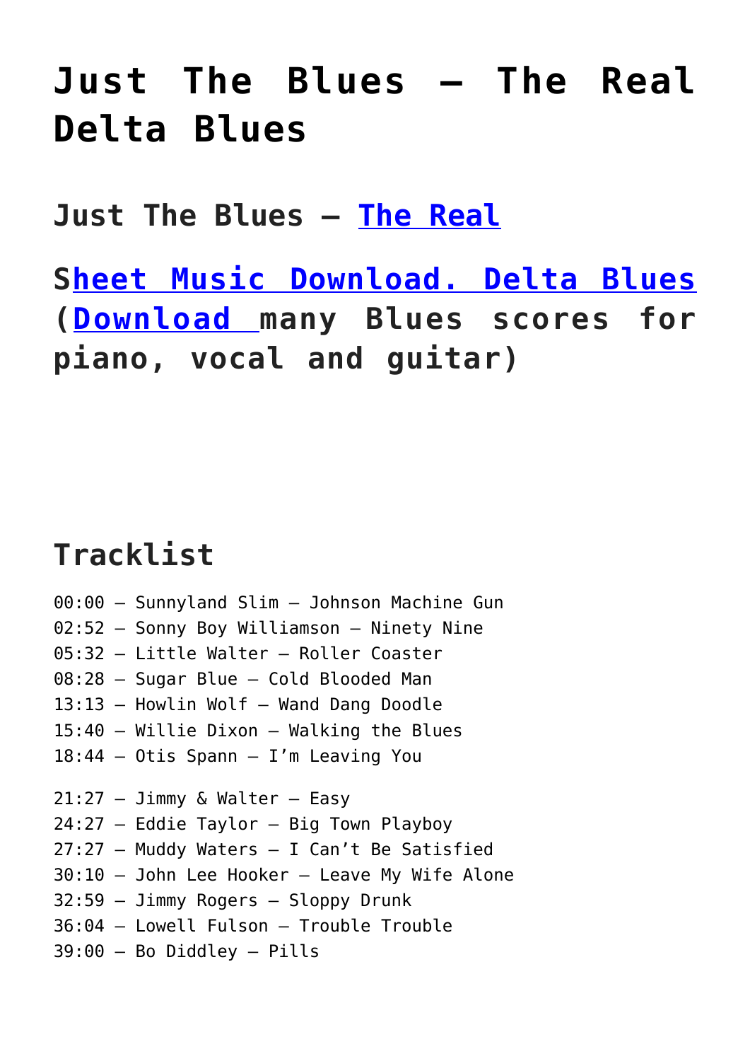# Just The Blues – The Real Delta Blues

## Just The Blues – The Real

## Sheet Music Download. Delta Blues (Download many Blues scores for piano, vocal and guitar)

## Tracklist

00:00 – Sunnyland Slim – Johnson Machine Gun
02:52 – Sonny Boy Williamson – Ninety Nine
05:32 – Little Walter – Roller Coaster
08:28 – Sugar Blue – Cold Blooded Man
13:13 – Howlin Wolf – Wand Dang Doodle
15:40 – Willie Dixon – Walking the Blues
18:44 – Otis Spann – I'm Leaving You

21:27 – Jimmy & Walter – Easy
24:27 – Eddie Taylor – Big Town Playboy
27:27 – Muddy Waters – I Can't Be Satisfied
30:10 – John Lee Hooker – Leave My Wife Alone
32:59 – Jimmy Rogers – Sloppy Drunk
36:04 – Lowell Fulson – Trouble Trouble
39:00 – Bo Diddley – Pills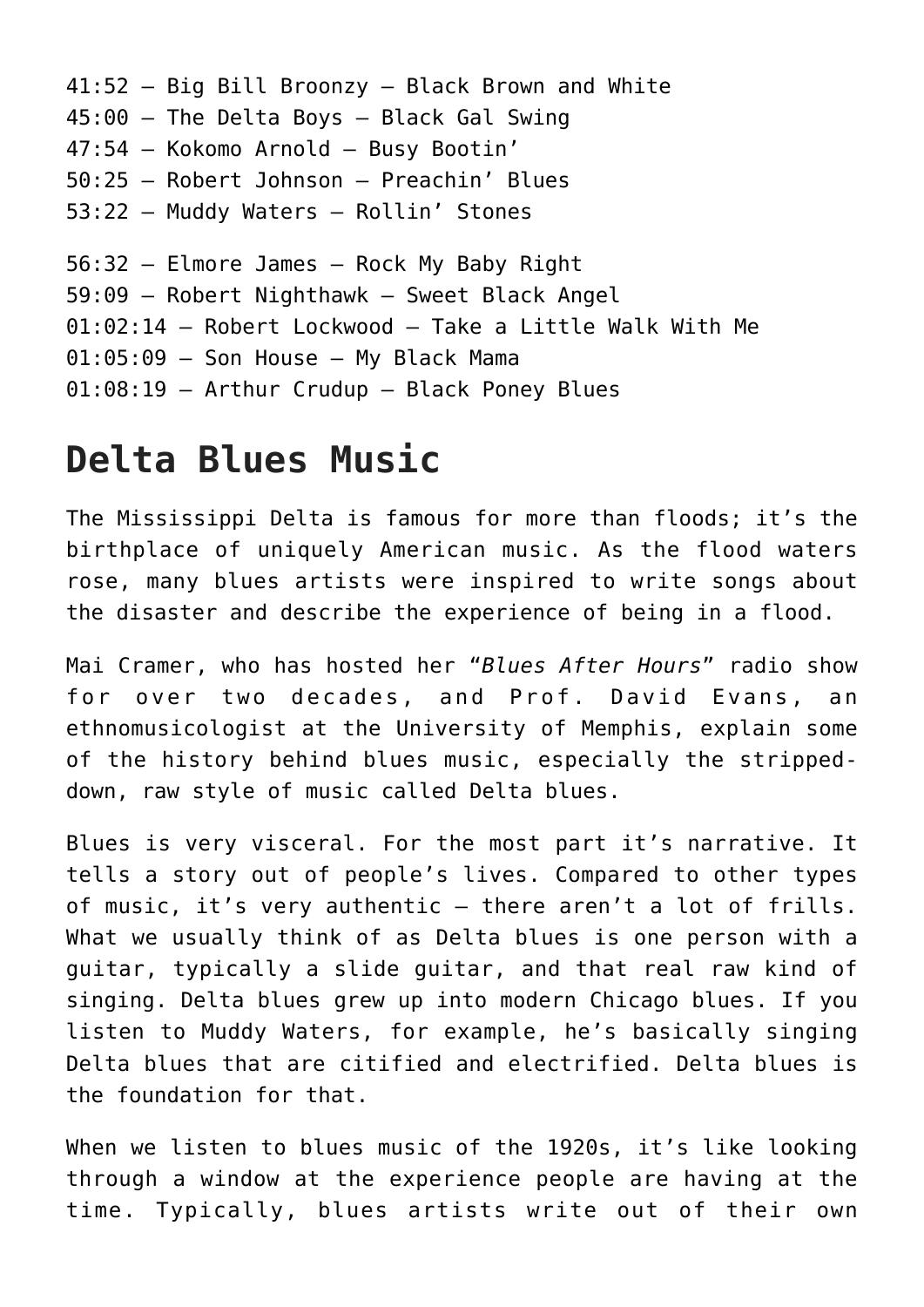41:52 – Big Bill Broonzy – Black Brown and White
45:00 – The Delta Boys – Black Gal Swing
47:54 – Kokomo Arnold – Busy Bootin'
50:25 – Robert Johnson – Preachin' Blues
53:22 – Muddy Waters – Rollin' Stones

56:32 – Elmore James – Rock My Baby Right
59:09 – Robert Nighthawk – Sweet Black Angel
01:02:14 – Robert Lockwood – Take a Little Walk With Me
01:05:09 – Son House – My Black Mama
01:08:19 – Arthur Crudup – Black Poney Blues

# Delta Blues Music

The Mississippi Delta is famous for more than floods; it's the birthplace of uniquely American music. As the flood waters rose, many blues artists were inspired to write songs about the disaster and describe the experience of being in a flood.

Mai Cramer, who has hosted her "*Blues After Hours*" radio show for over two decades, and Prof. David Evans, an ethnomusicologist at the University of Memphis, explain some of the history behind blues music, especially the stripped-down, raw style of music called Delta blues.

Blues is very visceral. For the most part it's narrative. It tells a story out of people's lives. Compared to other types of music, it's very authentic – there aren't a lot of frills. What we usually think of as Delta blues is one person with a guitar, typically a slide guitar, and that real raw kind of singing. Delta blues grew up into modern Chicago blues. If you listen to Muddy Waters, for example, he's basically singing Delta blues that are citified and electrified. Delta blues is the foundation for that.

When we listen to blues music of the 1920s, it's like looking through a window at the experience people are having at the time. Typically, blues artists write out of their own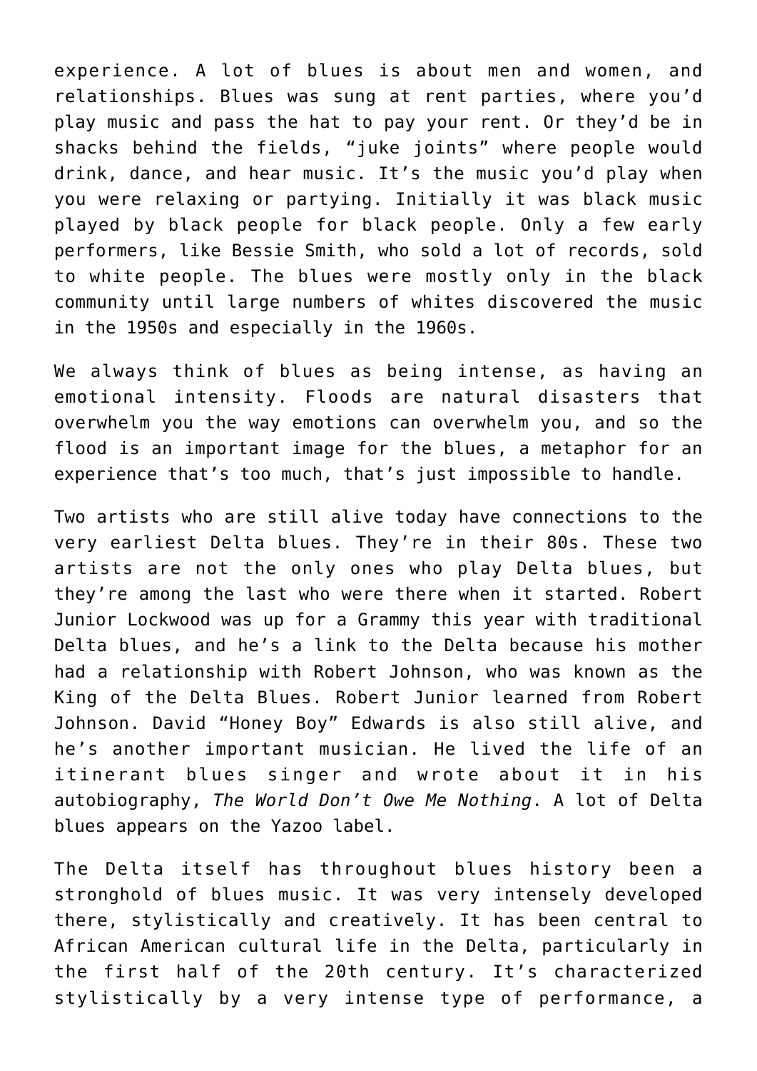experience. A lot of blues is about men and women, and relationships. Blues was sung at rent parties, where you'd play music and pass the hat to pay your rent. Or they'd be in shacks behind the fields, "juke joints" where people would drink, dance, and hear music. It's the music you'd play when you were relaxing or partying. Initially it was black music played by black people for black people. Only a few early performers, like Bessie Smith, who sold a lot of records, sold to white people. The blues were mostly only in the black community until large numbers of whites discovered the music in the 1950s and especially in the 1960s.

We always think of blues as being intense, as having an emotional intensity. Floods are natural disasters that overwhelm you the way emotions can overwhelm you, and so the flood is an important image for the blues, a metaphor for an experience that's too much, that's just impossible to handle.

Two artists who are still alive today have connections to the very earliest Delta blues. They're in their 80s. These two artists are not the only ones who play Delta blues, but they're among the last who were there when it started. Robert Junior Lockwood was up for a Grammy this year with traditional Delta blues, and he's a link to the Delta because his mother had a relationship with Robert Johnson, who was known as the King of the Delta Blues. Robert Junior learned from Robert Johnson. David "Honey Boy" Edwards is also still alive, and he's another important musician. He lived the life of an itinerant blues singer and wrote about it in his autobiography, *The World Don't Owe Me Nothing*. A lot of Delta blues appears on the Yazoo label.

The Delta itself has throughout blues history been a stronghold of blues music. It was very intensely developed there, stylistically and creatively. It has been central to African American cultural life in the Delta, particularly in the first half of the 20th century. It's characterized stylistically by a very intense type of performance, a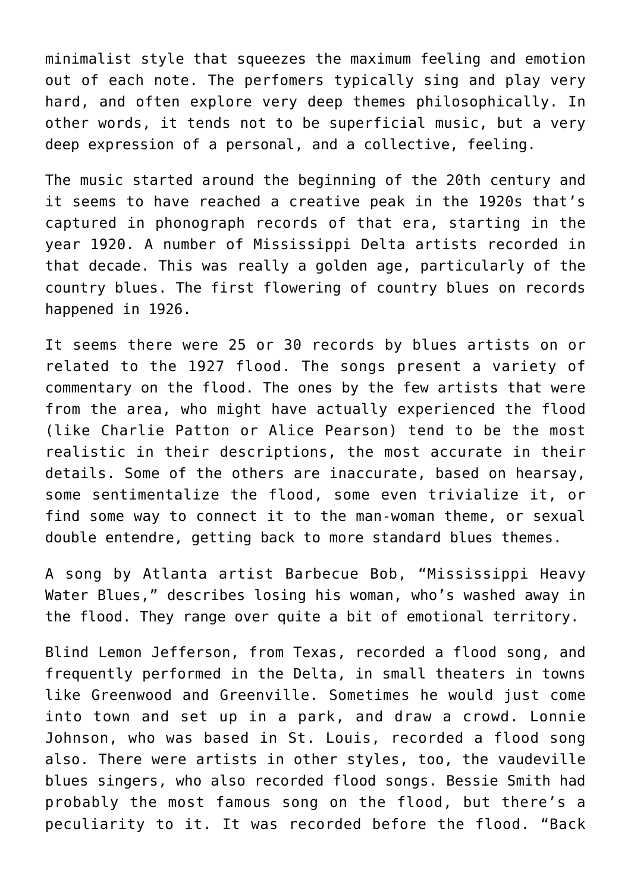minimalist style that squeezes the maximum feeling and emotion out of each note. The perfomers typically sing and play very hard, and often explore very deep themes philosophically. In other words, it tends not to be superficial music, but a very deep expression of a personal, and a collective, feeling.

The music started around the beginning of the 20th century and it seems to have reached a creative peak in the 1920s that's captured in phonograph records of that era, starting in the year 1920. A number of Mississippi Delta artists recorded in that decade. This was really a golden age, particularly of the country blues. The first flowering of country blues on records happened in 1926.

It seems there were 25 or 30 records by blues artists on or related to the 1927 flood. The songs present a variety of commentary on the flood. The ones by the few artists that were from the area, who might have actually experienced the flood (like Charlie Patton or Alice Pearson) tend to be the most realistic in their descriptions, the most accurate in their details. Some of the others are inaccurate, based on hearsay, some sentimentalize the flood, some even trivialize it, or find some way to connect it to the man-woman theme, or sexual double entendre, getting back to more standard blues themes.

A song by Atlanta artist Barbecue Bob, "Mississippi Heavy Water Blues," describes losing his woman, who's washed away in the flood. They range over quite a bit of emotional territory.

Blind Lemon Jefferson, from Texas, recorded a flood song, and frequently performed in the Delta, in small theaters in towns like Greenwood and Greenville. Sometimes he would just come into town and set up in a park, and draw a crowd. Lonnie Johnson, who was based in St. Louis, recorded a flood song also. There were artists in other styles, too, the vaudeville blues singers, who also recorded flood songs. Bessie Smith had probably the most famous song on the flood, but there's a peculiarity to it. It was recorded before the flood. "Back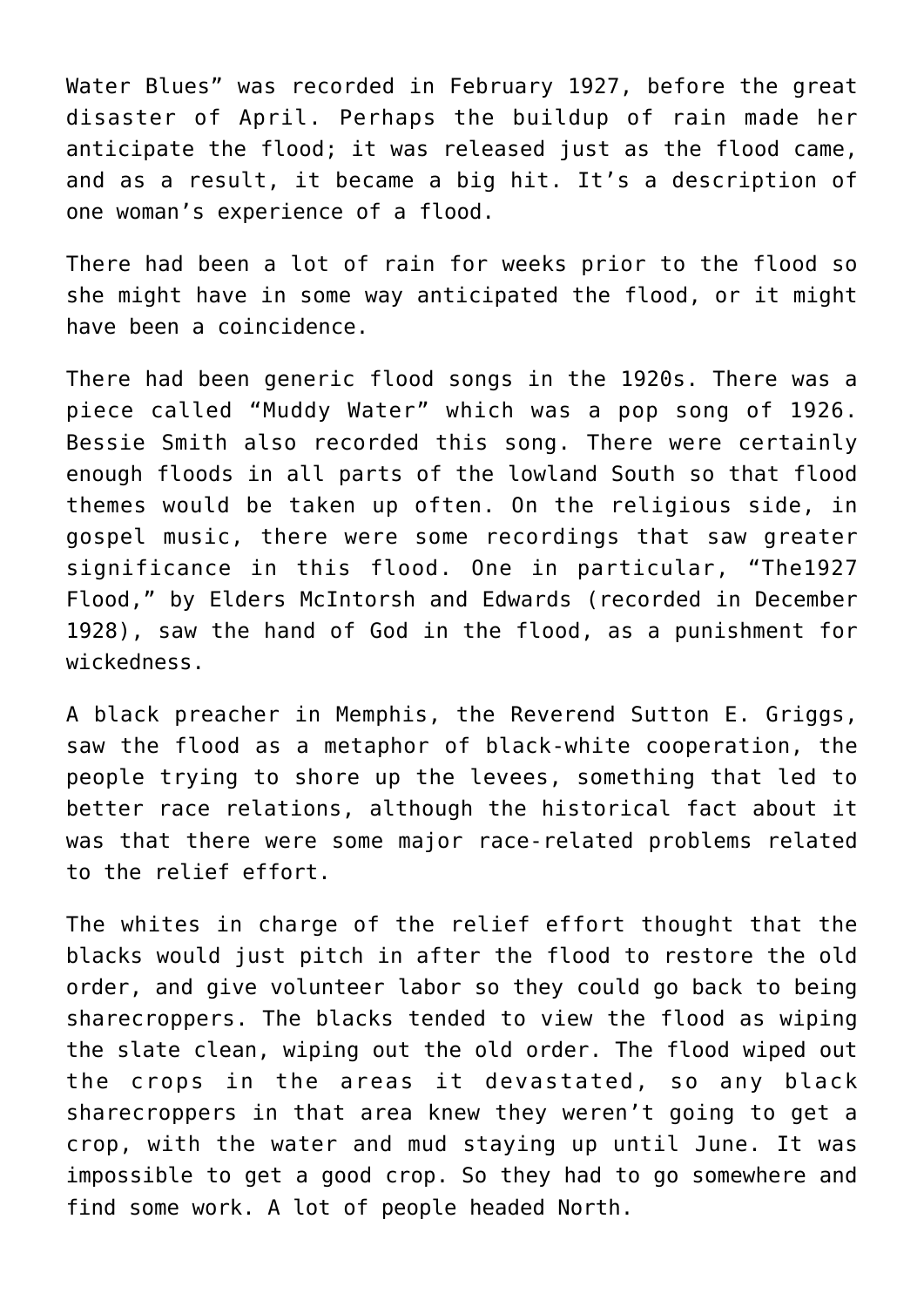Water Blues" was recorded in February 1927, before the great disaster of April. Perhaps the buildup of rain made her anticipate the flood; it was released just as the flood came, and as a result, it became a big hit. It's a description of one woman's experience of a flood.

There had been a lot of rain for weeks prior to the flood so she might have in some way anticipated the flood, or it might have been a coincidence.

There had been generic flood songs in the 1920s. There was a piece called "Muddy Water" which was a pop song of 1926. Bessie Smith also recorded this song. There were certainly enough floods in all parts of the lowland South so that flood themes would be taken up often. On the religious side, in gospel music, there were some recordings that saw greater significance in this flood. One in particular, "The1927 Flood," by Elders McIntorsh and Edwards (recorded in December 1928), saw the hand of God in the flood, as a punishment for wickedness.

A black preacher in Memphis, the Reverend Sutton E. Griggs, saw the flood as a metaphor of black-white cooperation, the people trying to shore up the levees, something that led to better race relations, although the historical fact about it was that there were some major race-related problems related to the relief effort.

The whites in charge of the relief effort thought that the blacks would just pitch in after the flood to restore the old order, and give volunteer labor so they could go back to being sharecroppers. The blacks tended to view the flood as wiping the slate clean, wiping out the old order. The flood wiped out the crops in the areas it devastated, so any black sharecroppers in that area knew they weren't going to get a crop, with the water and mud staying up until June. It was impossible to get a good crop. So they had to go somewhere and find some work. A lot of people headed North.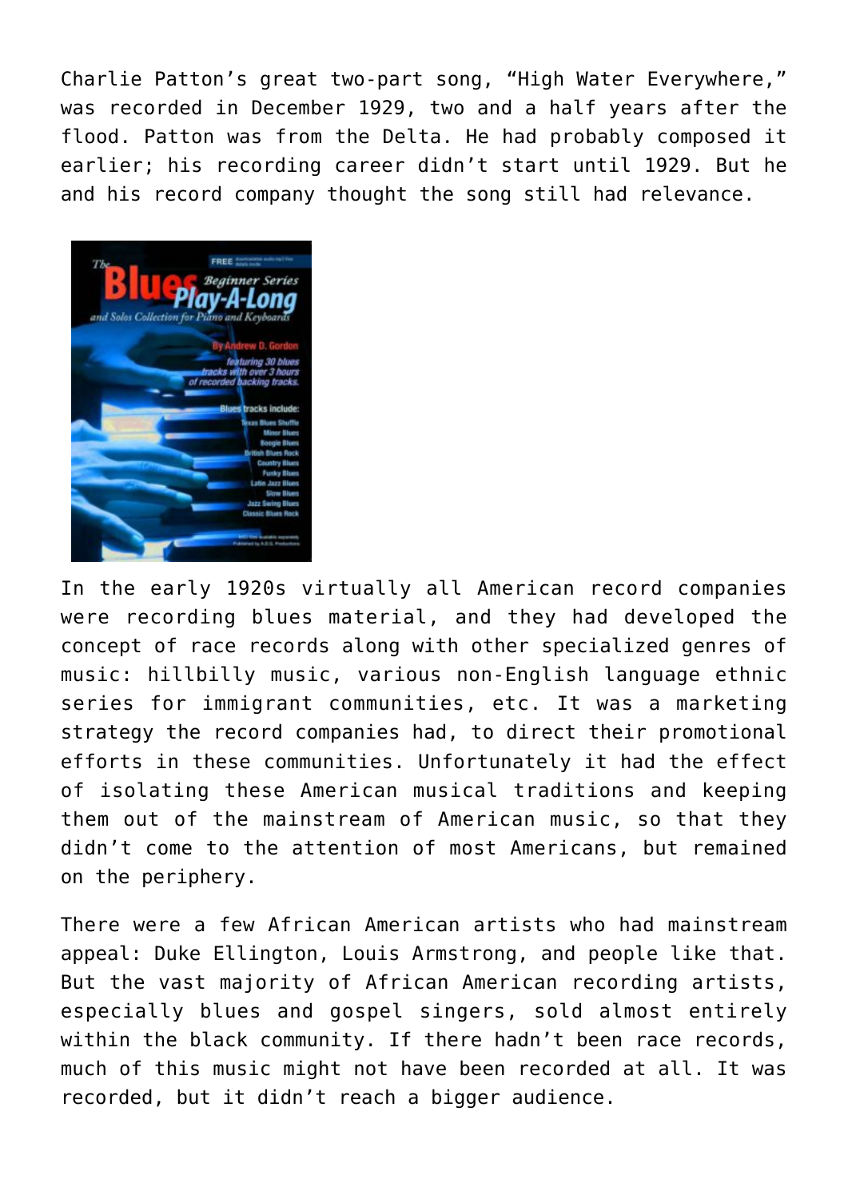Charlie Patton's great two-part song, "High Water Everywhere," was recorded in December 1929, two and a half years after the flood. Patton was from the Delta. He had probably composed it earlier; his recording career didn't start until 1929. But he and his record company thought the song still had relevance.

In the early 1920s virtually all American record companies were recording blues material, and they had developed the concept of race records along with other specialized genres of music: hillbilly music, various non-English language ethnic series for immigrant communities, etc. It was a marketing strategy the record companies had, to direct their promotional efforts in these communities. Unfortunately it had the effect of isolating these American musical traditions and keeping them out of the mainstream of American music, so that they didn't come to the attention of most Americans, but remained on the periphery.

There were a few African American artists who had mainstream appeal: Duke Ellington, Louis Armstrong, and people like that. But the vast majority of African American recording artists, especially blues and gospel singers, sold almost entirely within the black community. If there hadn't been race records, much of this music might not have been recorded at all. It was recorded, but it didn't reach a bigger audience.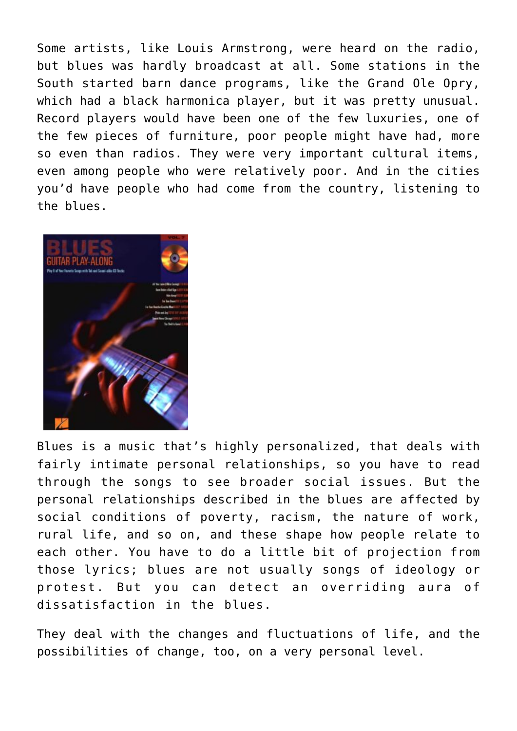Some artists, like Louis Armstrong, were heard on the radio, but blues was hardly broadcast at all. Some stations in the South started barn dance programs, like the Grand Ole Opry, which had a black harmonica player, but it was pretty unusual. Record players would have been one of the few luxuries, one of the few pieces of furniture, poor people might have had, more so even than radios. They were very important cultural items, even among people who were relatively poor. And in the cities you'd have people who had come from the country, listening to the blues.

Blues is a music that's highly personalized, that deals with fairly intimate personal relationships, so you have to read through the songs to see broader social issues. But the personal relationships described in the blues are affected by social conditions of poverty, racism, the nature of work, rural life, and so on, and these shape how people relate to each other. You have to do a little bit of projection from those lyrics; blues are not usually songs of ideology or protest. But you can detect an overriding aura of dissatisfaction in the blues.

They deal with the changes and fluctuations of life, and the possibilities of change, too, on a very personal level.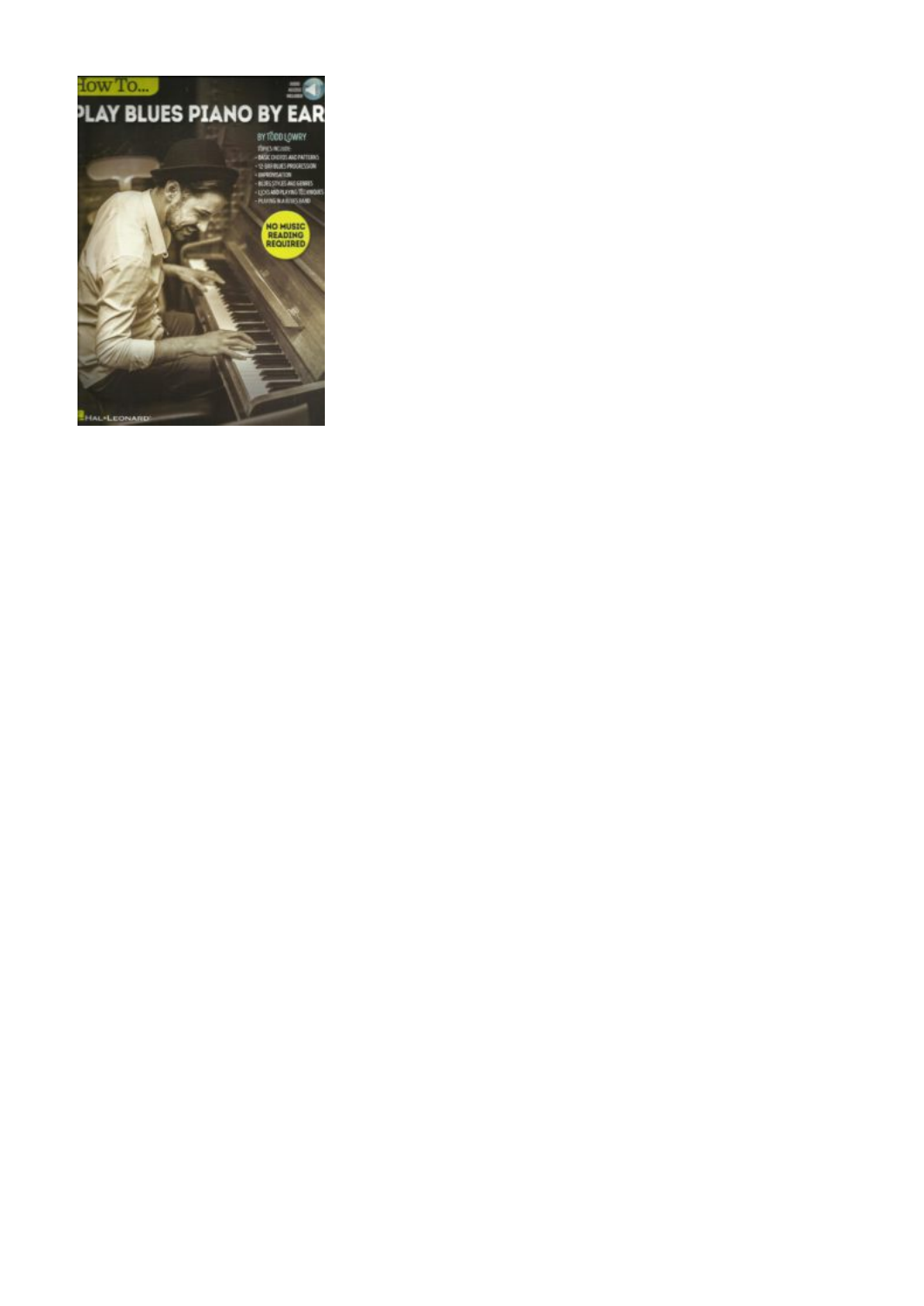How To...

# PLAY BLUES PIANO BY EAR

AUDIO ACCESS INCLUDED

BY TODD LOWRY

TOPICS INCLUDE:

- BASIC CHORDS AND PATTERNS
- 12-BAR BLUES PROGRESSION
- IMPROVISATION
- BLUES STYLES AND GENRES
- LICKS AND PLAYING TECHNIQUES
- PLAYING IN A BLUES BAND

NO MUSIC READING REQUIRED

HAL•LEONARD